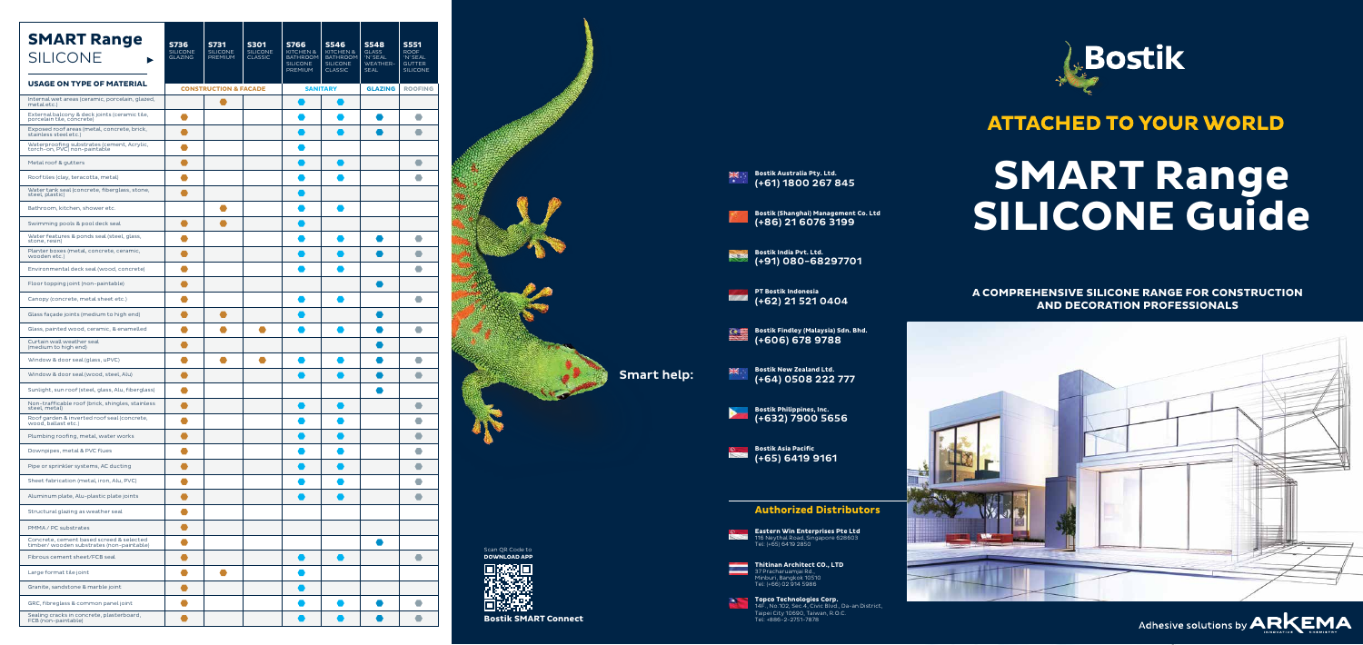# SMART Range SILICONE

| USAGE ON TYPE OF MATERIAL | S736 SILICONE GLAZING | S731 SILICONE PREMIUM | S301 SILICONE CLASSIC | S766 KITCHEN & BATHROOM SILICONE PREMIUM | S546 KITCHEN & BATHROOM SILICONE CLASSIC | S548 GLASS 'N'SEAL WEATHER-SEAL | S551 ROOF 'N'SEAL GUTTER SILICONE |
|---|---|---|---|---|---|---|---|
| | CONSTRUCTION & FACADE | | | SANITARY | | GLAZING | ROOFING |
| Internal wet areas (ceramic, porcelain, glazed, metal etc.) | | ● | | ● | ● | | |
| External balcony & deck joints (ceramic tile, porcelain tile, concrete) | ● | | | ● | ● | ● | ● |
| Exposed roof areas (metal, concrete, brick, stainless steel etc.) | ● | | | ● | ● | ● | ● |
| Waterproofing substrates (cement, Acrylic, torch-on, PVC) non-paintable | ● | | | ● | | | |
| Metal roof & gutters | ● | | | ● | ● | | ● |
| Roof tiles (clay, teracotta, metal) | ● | | | ● | ● | | ● |
| Water tank seal (concrete, fiberglass, stone, steel, plastic) | ● | | | ● | | | |
| Bathroom, kitchen, shower etc. | | ● | | ● | ● | | |
| Swimming pools & pool deck seal | ● | ● | | ● | | | |
| Water features & ponds seal (steel, glass, stone, resin) | ● | | | ● | ● | ● | ● |
| Planter boxes (metal, concrete, ceramic, wooden etc.) | ● | | | ● | ● | ● | ● |
| Environmental deck seal (wood, concrete) | ● | | | ● | ● | | ● |
| Floor topping joint (non-paintable) | ● | | | | | ● | |
| Canopy (concrete, metal sheet etc.) | ● | | | ● | ● | | ● |
| Glass façade joints (medium to high end) | ● | ● | | ● | | ● | |
| Glass, painted wood, ceramic, & enamelled | ● | ● | ● | ● | ● | ● | ● |
| Curtain wall weather seal (medium to high end) | ● | | | | | ● | |
| Window & door seal (glass, uPVC) | ● | ● | ● | ● | ● | ● | ● |
| Window & door seal (wood, steel, Alu) | ● | | | ● | ● | ● | ● |
| Sunlight, sun roof (steel, glass, Alu, fiberglass) | ● | | | | | ● | |
| Non-trafficable roof (brick, shingles, stainless steel, metal) | ● | | | ● | ● | | ● |
| Roof garden & inverted roof seal (concrete, wood, ballast etc.) | ● | | | ● | ● | | ● |
| Plumbing roofing, metal, water works | ● | | | ● | ● | | ● |
| Downpipes, metal & PVC flues | ● | | | ● | ● | | ● |
| Pipe or sprinkler systems, AC ducting | ● | | | ● | ● | | ● |
| Sheet fabrication (metal, iron, Alu, PVC) | ● | | | ● | ● | | ● |
| Aluminium plate, Alu-plastic plate joints | ● | | | ● | ● | | ● |
| Structural glazing as weather seal | ● | | | | | | |
| PMMA / PC substrates | ● | | | | | | |
| Concrete, cement based screed & selected timber/ wooden substrates (non-paintable) | ● | | | | | ● | |
| Fibrous cement sheet/FCB seal | ● | | | ● | ● | | ● |
| Large format tile joint | ● | ● | | ● | | | |
| Granite, sandstone & marble joint | ● | | | ● | | | |
| GRC, fibreglass & common panel joint | ● | | | ● | ● | ● | ● |
| Sealing cracks in concrete, plasterboard, FCB (non-paintable) | ● | | | ● | ● | ● | ● |

**Smart help:**

**Bostik Australia Pty. Ltd.**
**(+61) 1800 267 845**

**Bostik (Shanghai) Management Co. Ltd**
**(+86) 21 6076 3199**

**Bostik India Pvt. Ltd.**
**(+91) 080-68297701**

**PT Bostik Indonesia**
**(+62) 21 521 0404**

**Bostik Findley (Malaysia) Sdn. Bhd.**
**(+606) 678 9788**

**Bostik New Zealand Ltd.**
**(+64) 0508 222 777**

**Bostik Philippines, Inc.**
**(+632) 7900 5656**

**Bostik Asia Pacific**
**(+65) 6419 9161**

## Authorized Distributors

**Eastern Win Enterprises Pte Ltd**
116 Neythal Road, Singapore 628603
Tel: (+65) 6419 2850

**Thitinan Architect CO., LTD**
37 Pracharuamjai Rd.,
Minburi, Bangkok 10510
Tel: (+66) 02 914 5986

**Topco Technologies Corp.**
14F., No.102, Sec.4, Civic Blvd., Da-an District,
Taipei City 10690, Taiwan, R.O.C.
Tel: +886-2-2751-7878

Scan QR Code to
**DOWNLOAD APP**

**Bostik SMART Connect**

Bostik

## ATTACHED TO YOUR WORLD

# SMART Range SILICONE Guide

### A COMPREHENSIVE SILICONE RANGE FOR CONSTRUCTION AND DECORATION PROFESSIONALS

Adhesive solutions by ARKEMA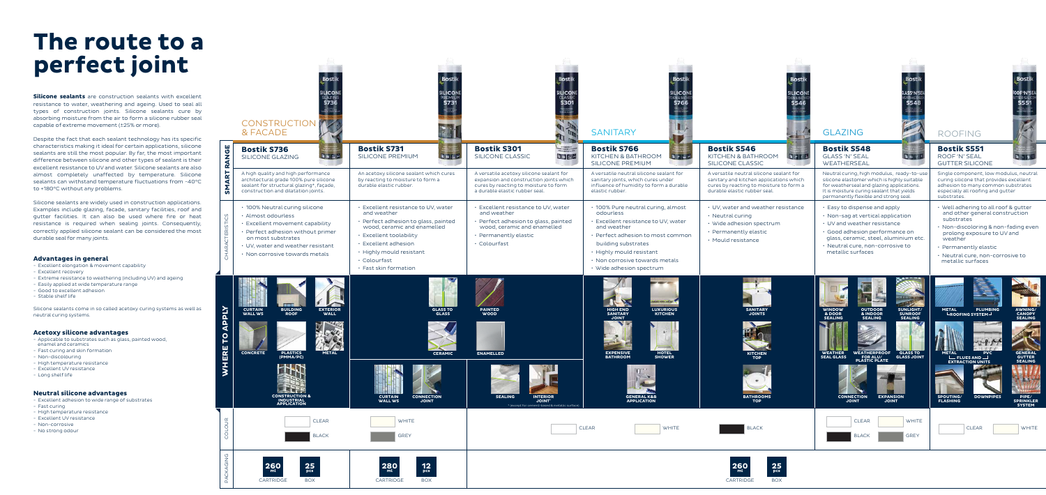# The route to a perfect joint

**Silicone sealants** are construction sealants with excellent resistance to water, weathering and ageing. Used to seal all types of construction joints. Silicone sealants cure by absorbing moisture from the air to form a silicone rubber seal capable of extreme movement (±25% or more).

Despite the fact that each sealant technology has its specific characteristics making it ideal for certain applications, silicone sealants are still the most popular. By far, the most important difference between silicone and other types of sealant is their excellent resistance to UV and water. Silicone sealants are also almost completely unaffected by temperature. Silicone sealants can withstand temperature fluctuations from -40°C to +180°C without any problems.

Silicone sealants are widely used in construction applications. Examples include glazing, facade, sanitary facilities, roof and gutter facilities. It can also be used where fire or heat resistance is required when sealing joints. Consequently, correctly applied silicone sealant can be considered the most durable seal for many joints.

### Advantages in general

- Excellent elongation & movement capability
- Excellent recovery
- Extreme resistance to weathering (including UV) and ageing
- Easily applied at wide temperature range
- Good to excellent adhesion
- Stable shelf life

Silicone sealants come in so called acetoxy curing systems as well as neutral curing systems.

### Acetoxy silicone advantages

- Applicable to substrates such as glass, painted wood, enamel and ceramics
- Fast curing and skin formation
- Non-discolouring
- High temperature resistance
- Excellent UV resistance
- Long shelf life

### Neutral silicone advantages

- Excellent adhesion to wide range of substrates
- Fast curing
- High temperature resistance
- Excellent UV resistance
- Non-corrosive
- No strong odour

| | CONSTRUCTION & FACADE | | | SANITARY | | GLAZING | ROOFING |
|---|---|---|---|---|---|---|---|
| **SMART RANGE** | **Bostik S736** SILICONE GLAZING | **Bostik S731** SILICONE PREMIUM | **Bostik S301** SILICONE CLASSIC | **Bostik S766** KITCHEN & BATHROOM SILICONE PREMIUM | **Bostik S546** KITCHEN & BATHROOM SILICONE CLASSIC | **Bostik S548** GLASS 'N' SEAL WEATHERSEAL | **Bostik S551** ROOF 'N' SEAL GUTTER SILICONE |
| | A high quality and high performance architectural grade 100% pure silicone sealant for structural glazing*, façade, construction and dilatation joints. | An acetoxy silicone sealant which cures by reacting to moisture to form a durable elastic rubber. | A versatile acetoxy silicone sealant for expansion and construction joints which cures by reacting to moisture to form a durable elastic rubber seal. | A versatile neutral silicone sealant for sanitary joints, which cures under influence of humidity to form a durable elastic rubber. | A versatile neutral silicone sealant for sanitary and kitchen applications which cures by reacting to moisture to form a durable elastic rubber seal. | Neutral curing, high modulus, ready-to-use silicone elastomer which is highly suitable for weatherseal and glazing applications. It is moisture curing sealant that yields permanently flexible and strong seal. | Single component, low modulus, neutral curing silicone that provides excellent adhesion to many common substrates especially all roofing and gutter substrates. |
| **CHARACTERISTICS** | • 100% Neutral curing silicone<br>• Almost odourless<br>• Excellent movement capability<br>• Perfect adhesion without primer on most substrates<br>• UV, water and weather resistant<br>• Non corrosive towards metals | • Excellent resistance to UV, water and weather<br>• Perfect adhesion to glass, painted wood, ceramic and enamelled<br>• Excellent toolability<br>• Excellent adhesion<br>• Highly mould resistant<br>• Colourfast<br>• Fast skin formation | • Excellent resistance to UV, water and weather<br>• Perfect adhesion to glass, painted wood, ceramic and enamelled<br>• Permanently elastic<br>• Colourfast | • 100% Pure neutral curing, almost odourless<br>• Excellent resistance to UV, water and weather<br>• Perfect adhesion to most common building substrates<br>• Highly mould resistant<br>• Non corrosive towards metals<br>• Wide adhesion spectrum | • UV, water and weather resistance<br>• Neutral curing<br>• Wide adhesion spectrum<br>• Permanently elastic<br>• Mould resistance | • Easy to dispense and apply<br>• Non-sag at vertical application<br>• UV and weather resistance<br>• Good adhesion performance on glass, ceramic, steel, aluminium etc.<br>• Neutral cure, non-corrosive to metallic surfaces | • Well adhering to all roof & gutter and other general construction substrates<br>• Non-discoloring & non-fading even prolong exposure to UV and weather<br>• Permanently elastic<br>• Neutral cure, non-corrosive to metallic surfaces |
| **WHERE TO APPLY** | CURTAIN WALL WS, BUILDING ROOF, EXTERIOR WALL, CONCRETE, PLASTICS (PMMA/PC), METAL, CONSTRUCTION & INDUSTRIAL APPLICATION | GLASS TO GLASS, CERAMIC, CURTAIN WALL WS, CONNECTION JOINT | PAINTED WOOD, ENAMELLED, SEALING, INTERIOR JOINT* (* (except for cement-based & metallic surface)) | HIGH END SANITARY JOINT, LUXURIOUS KITCHEN, EXPENSIVE BATHROOM, HOTEL SHOWER, GENERAL K&B APPLICATION | SANITARY JOINTS, KITCHEN TOP, BATHROOMS TOP | WINDOW & DOOR SEALING, OUTDOOR & INDOOR SEALING, SUNLIGHT/ SUNROOF SEALING, WEATHER SEAL GLASS, WEATHERPROOF FOR ALU/ PLASTIC PLATE, GLASS TO GLASS JOINT, CONNECTION JOINT, EXPANSION JOINT | METAL, PLUMBING (ROOFING SYSTEM), AWNING/ CANOPY SEALING, METAL, PVC (FLUES AND EXTRACTION UNITS), GENERAL GUTTER SEALING, SPOUTING/ FLASHING, DOWNPIPES, PIPE/ SPRINKLER SYSTEM |
| **COLOUR** | CLEAR, BLACK | WHITE, GREY | CLEAR, WHITE | | BLACK | CLEAR, WHITE, BLACK, GREY | CLEAR, WHITE |
| **PACKAGING** | 260 ml CARTRIDGE, 25 pcs BOX | 280 ml CARTRIDGE, 12 pcs BOX | | | 260 ml CARTRIDGE, 25 pcs BOX | | |